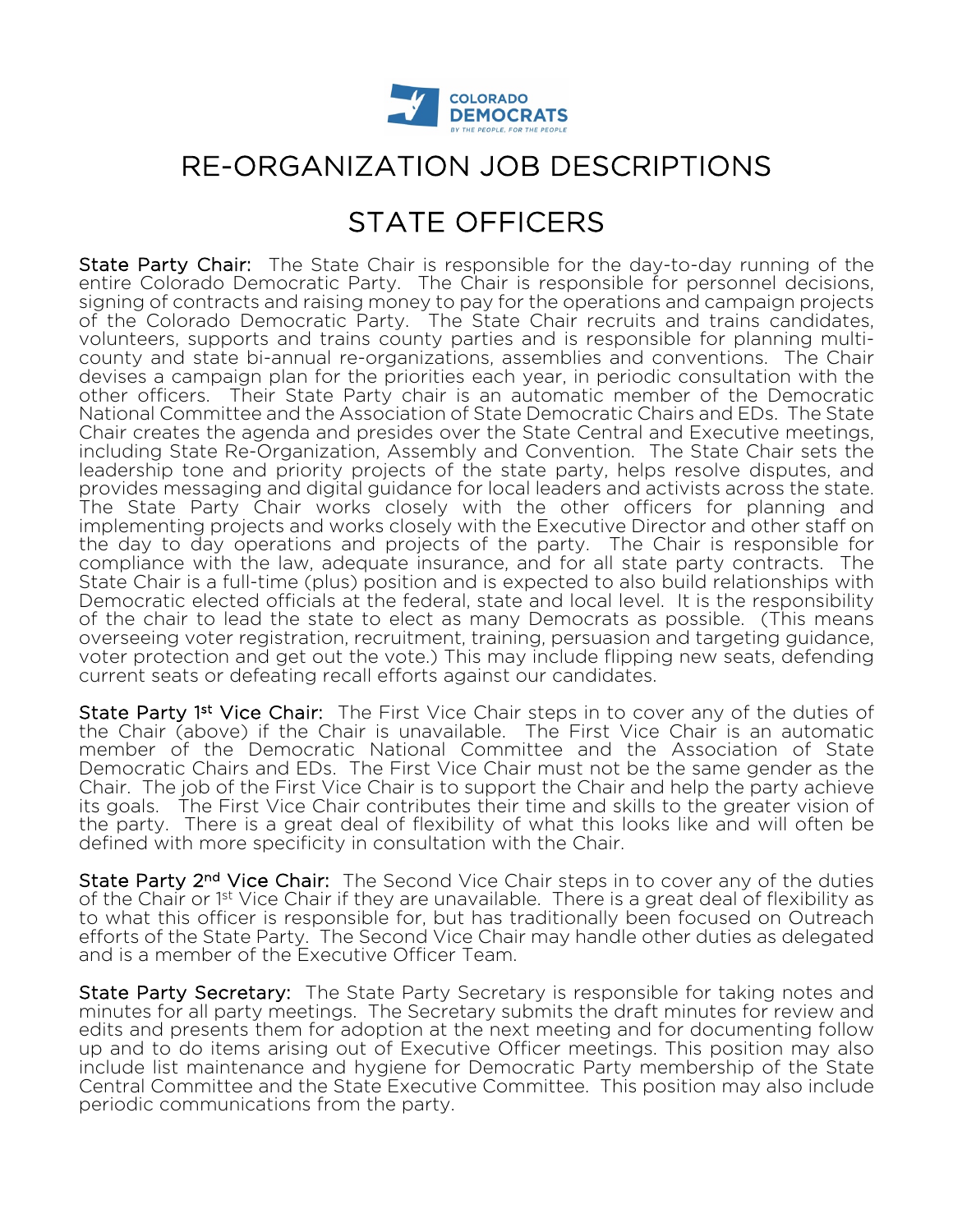COLORADO DEMOCRATS
BY THE PEOPLE, FOR THE PEOPLE

# RE-ORGANIZATION JOB DESCRIPTIONS

## STATE OFFICERS

**State Party Chair:** The State Chair is responsible for the day-to-day running of the entire Colorado Democratic Party. The Chair is responsible for personnel decisions, signing of contracts and raising money to pay for the operations and campaign projects of the Colorado Democratic Party. The State Chair recruits and trains candidates, volunteers, supports and trains county parties and is responsible for planning multi-county and state bi-annual re-organizations, assemblies and conventions. The Chair devises a campaign plan for the priorities each year, in periodic consultation with the other officers. Their State Party chair is an automatic member of the Democratic National Committee and the Association of State Democratic Chairs and EDs. The State Chair creates the agenda and presides over the State Central and Executive meetings, including State Re-Organization, Assembly and Convention. The State Chair sets the leadership tone and priority projects of the state party, helps resolve disputes, and provides messaging and digital guidance for local leaders and activists across the state. The State Party Chair works closely with the other officers for planning and implementing projects and works closely with the Executive Director and other staff on the day to day operations and projects of the party. The Chair is responsible for compliance with the law, adequate insurance, and for all state party contracts. The State Chair is a full-time (plus) position and is expected to also build relationships with Democratic elected officials at the federal, state and local level. It is the responsibility of the chair to lead the state to elect as many Democrats as possible. (This means overseeing voter registration, recruitment, training, persuasion and targeting guidance, voter protection and get out the vote.) This may include flipping new seats, defending current seats or defeating recall efforts against our candidates.

**State Party 1st Vice Chair:** The First Vice Chair steps in to cover any of the duties of the Chair (above) if the Chair is unavailable. The First Vice Chair is an automatic member of the Democratic National Committee and the Association of State Democratic Chairs and EDs. The First Vice Chair must not be the same gender as the Chair. The job of the First Vice Chair is to support the Chair and help the party achieve its goals. The First Vice Chair contributes their time and skills to the greater vision of the party. There is a great deal of flexibility of what this looks like and will often be defined with more specificity in consultation with the Chair.

**State Party 2nd Vice Chair:** The Second Vice Chair steps in to cover any of the duties of the Chair or 1st Vice Chair if they are unavailable. There is a great deal of flexibility as to what this officer is responsible for, but has traditionally been focused on Outreach efforts of the State Party. The Second Vice Chair may handle other duties as delegated and is a member of the Executive Officer Team.

**State Party Secretary:** The State Party Secretary is responsible for taking notes and minutes for all party meetings. The Secretary submits the draft minutes for review and edits and presents them for adoption at the next meeting and for documenting follow up and to do items arising out of Executive Officer meetings. This position may also include list maintenance and hygiene for Democratic Party membership of the State Central Committee and the State Executive Committee. This position may also include periodic communications from the party.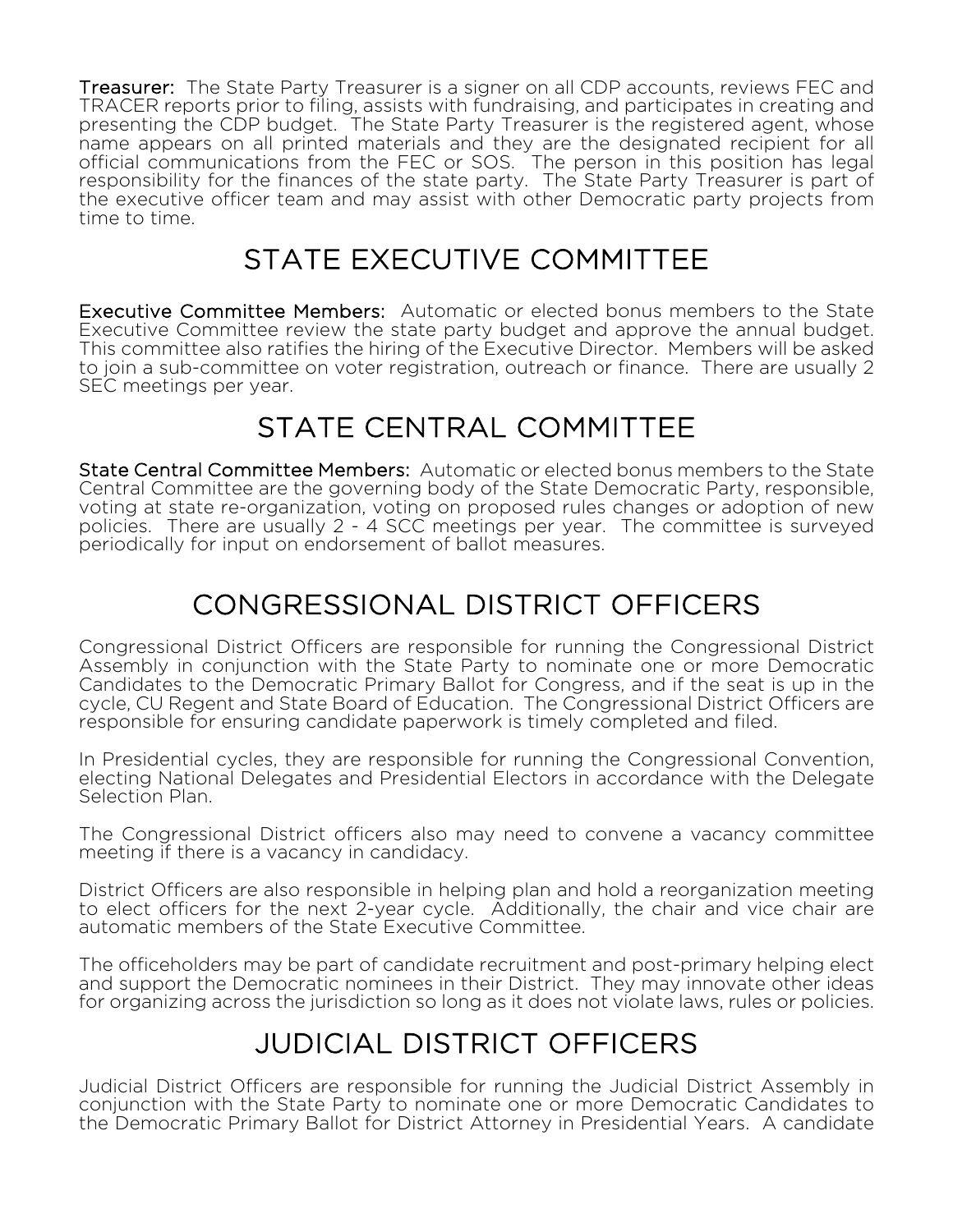**Treasurer:** The State Party Treasurer is a signer on all CDP accounts, reviews FEC and TRACER reports prior to filing, assists with fundraising, and participates in creating and presenting the CDP budget. The State Party Treasurer is the registered agent, whose name appears on all printed materials and they are the designated recipient for all official communications from the FEC or SOS. The person in this position has legal responsibility for the finances of the state party. The State Party Treasurer is part of the executive officer team and may assist with other Democratic party projects from time to time.

## STATE EXECUTIVE COMMITTEE

**Executive Committee Members:** Automatic or elected bonus members to the State Executive Committee review the state party budget and approve the annual budget. This committee also ratifies the hiring of the Executive Director. Members will be asked to join a sub-committee on voter registration, outreach or finance. There are usually 2 SEC meetings per year.

## STATE CENTRAL COMMITTEE

**State Central Committee Members:** Automatic or elected bonus members to the State Central Committee are the governing body of the State Democratic Party, responsible, voting at state re-organization, voting on proposed rules changes or adoption of new policies. There are usually 2 - 4 SCC meetings per year. The committee is surveyed periodically for input on endorsement of ballot measures.

## CONGRESSIONAL DISTRICT OFFICERS

Congressional District Officers are responsible for running the Congressional District Assembly in conjunction with the State Party to nominate one or more Democratic Candidates to the Democratic Primary Ballot for Congress, and if the seat is up in the cycle, CU Regent and State Board of Education. The Congressional District Officers are responsible for ensuring candidate paperwork is timely completed and filed.

In Presidential cycles, they are responsible for running the Congressional Convention, electing National Delegates and Presidential Electors in accordance with the Delegate Selection Plan.

The Congressional District officers also may need to convene a vacancy committee meeting if there is a vacancy in candidacy.

District Officers are also responsible in helping plan and hold a reorganization meeting to elect officers for the next 2-year cycle. Additionally, the chair and vice chair are automatic members of the State Executive Committee.

The officeholders may be part of candidate recruitment and post-primary helping elect and support the Democratic nominees in their District. They may innovate other ideas for organizing across the jurisdiction so long as it does not violate laws, rules or policies.

## JUDICIAL DISTRICT OFFICERS

Judicial District Officers are responsible for running the Judicial District Assembly in conjunction with the State Party to nominate one or more Democratic Candidates to the Democratic Primary Ballot for District Attorney in Presidential Years. A candidate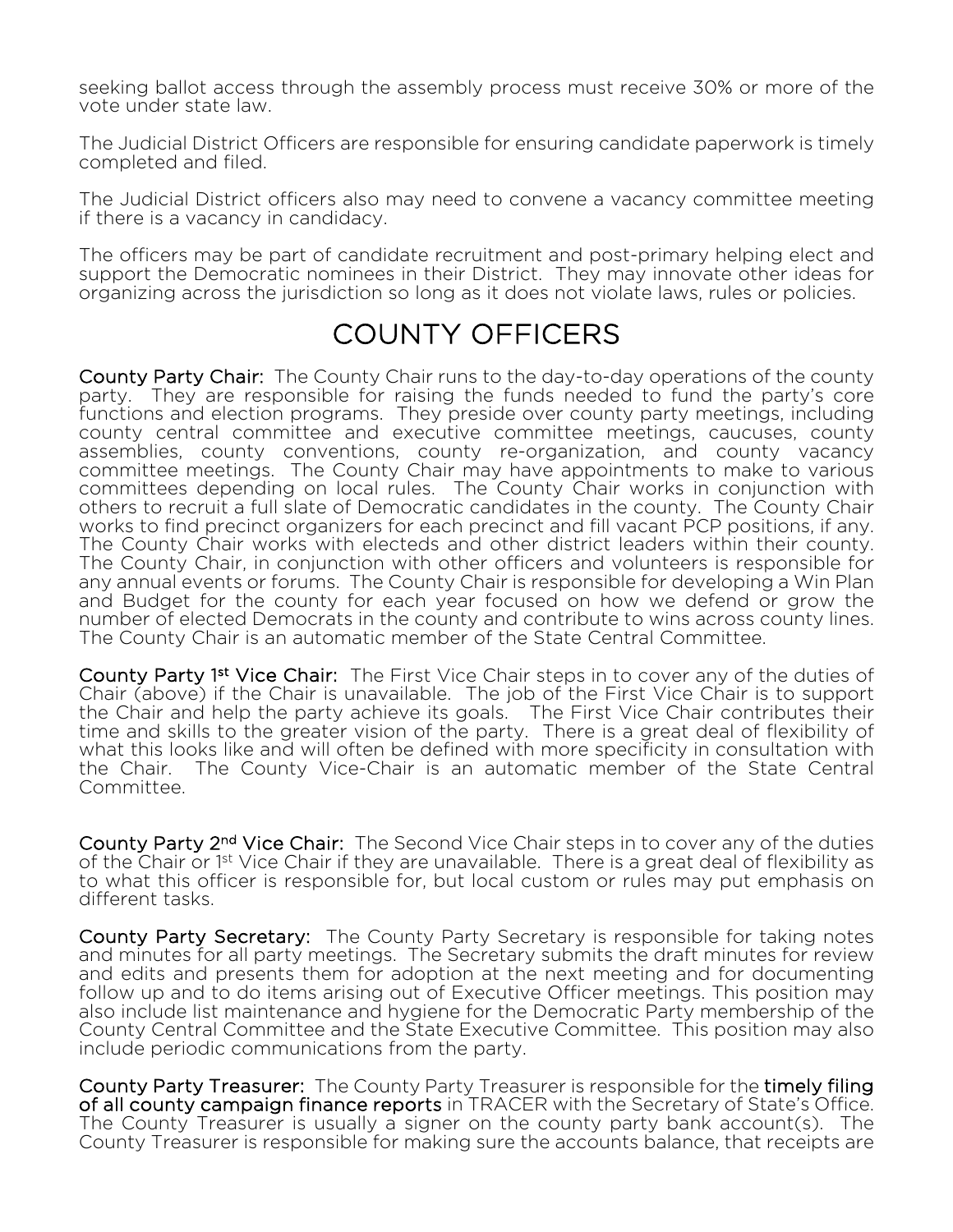seeking ballot access through the assembly process must receive 30% or more of the vote under state law.

The Judicial District Officers are responsible for ensuring candidate paperwork is timely completed and filed.

The Judicial District officers also may need to convene a vacancy committee meeting if there is a vacancy in candidacy.

The officers may be part of candidate recruitment and post-primary helping elect and support the Democratic nominees in their District. They may innovate other ideas for organizing across the jurisdiction so long as it does not violate laws, rules or policies.

# COUNTY OFFICERS

**County Party Chair:** The County Chair runs to the day-to-day operations of the county party. They are responsible for raising the funds needed to fund the party's core functions and election programs. They preside over county party meetings, including county central committee and executive committee meetings, caucuses, county assemblies, county conventions, county re-organization, and county vacancy committee meetings. The County Chair may have appointments to make to various committees depending on local rules. The County Chair works in conjunction with others to recruit a full slate of Democratic candidates in the county. The County Chair works to find precinct organizers for each precinct and fill vacant PCP positions, if any. The County Chair works with electeds and other district leaders within their county. The County Chair, in conjunction with other officers and volunteers is responsible for any annual events or forums. The County Chair is responsible for developing a Win Plan and Budget for the county for each year focused on how we defend or grow the number of elected Democrats in the county and contribute to wins across county lines. The County Chair is an automatic member of the State Central Committee.

**County Party 1st Vice Chair:** The First Vice Chair steps in to cover any of the duties of Chair (above) if the Chair is unavailable. The job of the First Vice Chair is to support the Chair and help the party achieve its goals. The First Vice Chair contributes their time and skills to the greater vision of the party. There is a great deal of flexibility of what this looks like and will often be defined with more specificity in consultation with the Chair. The County Vice-Chair is an automatic member of the State Central Committee.

**County Party 2nd Vice Chair:** The Second Vice Chair steps in to cover any of the duties of the Chair or 1st Vice Chair if they are unavailable. There is a great deal of flexibility as to what this officer is responsible for, but local custom or rules may put emphasis on different tasks.

**County Party Secretary:** The County Party Secretary is responsible for taking notes and minutes for all party meetings. The Secretary submits the draft minutes for review and edits and presents them for adoption at the next meeting and for documenting follow up and to do items arising out of Executive Officer meetings. This position may also include list maintenance and hygiene for the Democratic Party membership of the County Central Committee and the State Executive Committee. This position may also include periodic communications from the party.

**County Party Treasurer:** The County Party Treasurer is responsible for the **timely filing of all county campaign finance reports** in TRACER with the Secretary of State's Office. The County Treasurer is usually a signer on the county party bank account(s). The County Treasurer is responsible for making sure the accounts balance, that receipts are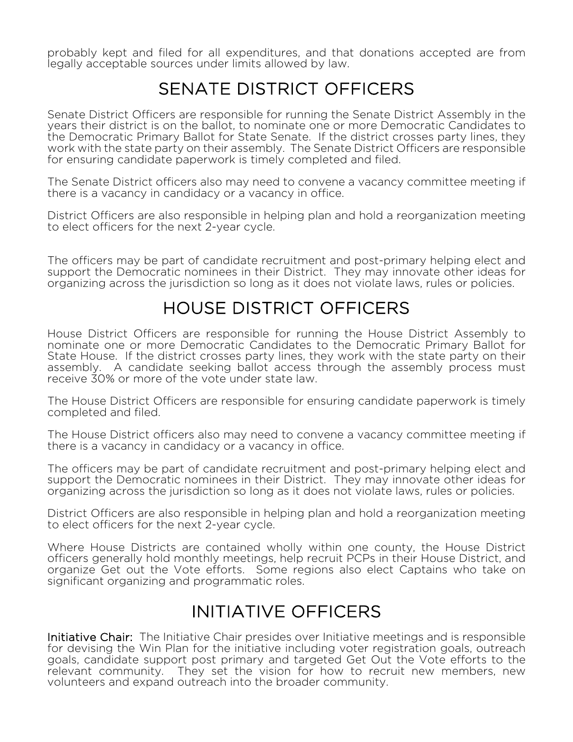probably kept and filed for all expenditures, and that donations accepted are from legally acceptable sources under limits allowed by law.

## SENATE DISTRICT OFFICERS

Senate District Officers are responsible for running the Senate District Assembly in the years their district is on the ballot, to nominate one or more Democratic Candidates to the Democratic Primary Ballot for State Senate. If the district crosses party lines, they work with the state party on their assembly. The Senate District Officers are responsible for ensuring candidate paperwork is timely completed and filed.

The Senate District officers also may need to convene a vacancy committee meeting if there is a vacancy in candidacy or a vacancy in office.

District Officers are also responsible in helping plan and hold a reorganization meeting to elect officers for the next 2-year cycle.

The officers may be part of candidate recruitment and post-primary helping elect and support the Democratic nominees in their District. They may innovate other ideas for organizing across the jurisdiction so long as it does not violate laws, rules or policies.

## HOUSE DISTRICT OFFICERS

House District Officers are responsible for running the House District Assembly to nominate one or more Democratic Candidates to the Democratic Primary Ballot for State House. If the district crosses party lines, they work with the state party on their assembly. A candidate seeking ballot access through the assembly process must receive 30% or more of the vote under state law.

The House District Officers are responsible for ensuring candidate paperwork is timely completed and filed.

The House District officers also may need to convene a vacancy committee meeting if there is a vacancy in candidacy or a vacancy in office.

The officers may be part of candidate recruitment and post-primary helping elect and support the Democratic nominees in their District. They may innovate other ideas for organizing across the jurisdiction so long as it does not violate laws, rules or policies.

District Officers are also responsible in helping plan and hold a reorganization meeting to elect officers for the next 2-year cycle.

Where House Districts are contained wholly within one county, the House District officers generally hold monthly meetings, help recruit PCPs in their House District, and organize Get out the Vote efforts. Some regions also elect Captains who take on significant organizing and programmatic roles.

## INITIATIVE OFFICERS

**Initiative Chair:** The Initiative Chair presides over Initiative meetings and is responsible for devising the Win Plan for the initiative including voter registration goals, outreach goals, candidate support post primary and targeted Get Out the Vote efforts to the relevant community. They set the vision for how to recruit new members, new volunteers and expand outreach into the broader community.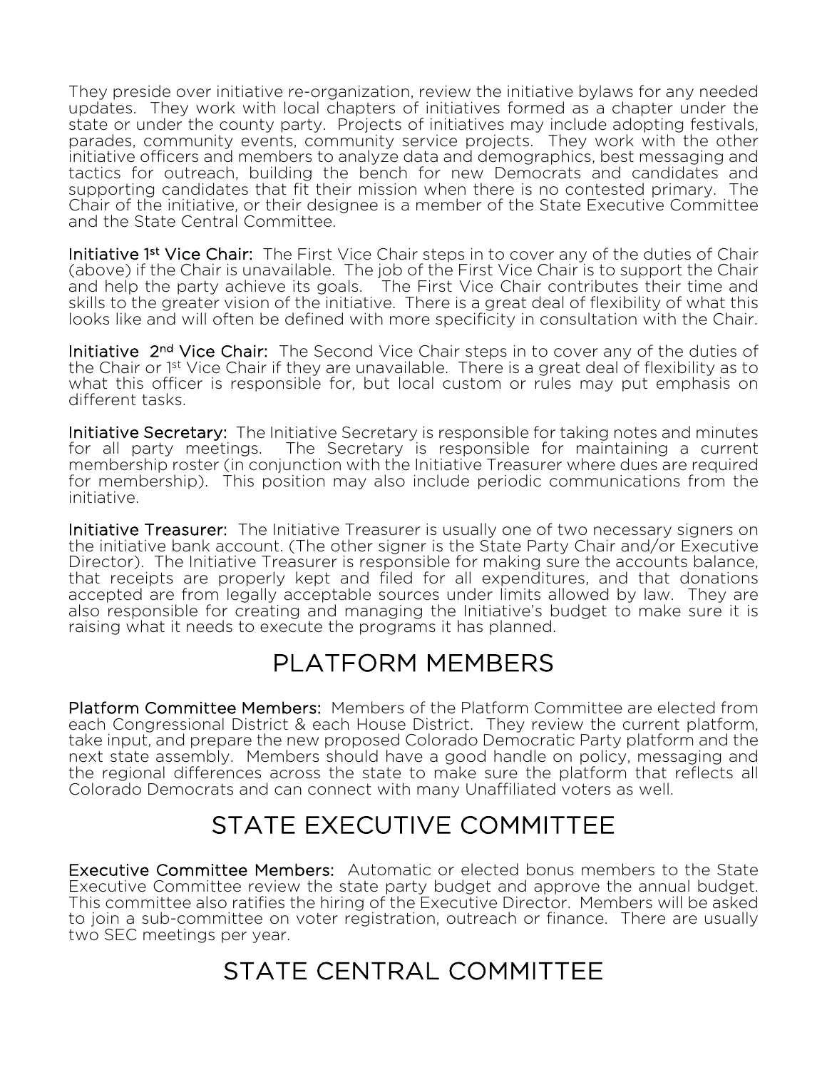They preside over initiative re-organization, review the initiative bylaws for any needed updates. They work with local chapters of initiatives formed as a chapter under the state or under the county party. Projects of initiatives may include adopting festivals, parades, community events, community service projects. They work with the other initiative officers and members to analyze data and demographics, best messaging and tactics for outreach, building the bench for new Democrats and candidates and supporting candidates that fit their mission when there is no contested primary. The Chair of the initiative, or their designee is a member of the State Executive Committee and the State Central Committee.

**Initiative 1st Vice Chair:** The First Vice Chair steps in to cover any of the duties of Chair (above) if the Chair is unavailable. The job of the First Vice Chair is to support the Chair and help the party achieve its goals. The First Vice Chair contributes their time and skills to the greater vision of the initiative. There is a great deal of flexibility of what this looks like and will often be defined with more specificity in consultation with the Chair.

**Initiative 2nd Vice Chair:** The Second Vice Chair steps in to cover any of the duties of the Chair or 1st Vice Chair if they are unavailable. There is a great deal of flexibility as to what this officer is responsible for, but local custom or rules may put emphasis on different tasks.

**Initiative Secretary:** The Initiative Secretary is responsible for taking notes and minutes for all party meetings. The Secretary is responsible for maintaining a current membership roster (in conjunction with the Initiative Treasurer where dues are required for membership). This position may also include periodic communications from the initiative.

**Initiative Treasurer:** The Initiative Treasurer is usually one of two necessary signers on the initiative bank account. (The other signer is the State Party Chair and/or Executive Director). The Initiative Treasurer is responsible for making sure the accounts balance, that receipts are properly kept and filed for all expenditures, and that donations accepted are from legally acceptable sources under limits allowed by law. They are also responsible for creating and managing the Initiative's budget to make sure it is raising what it needs to execute the programs it has planned.

## PLATFORM MEMBERS

**Platform Committee Members:** Members of the Platform Committee are elected from each Congressional District & each House District. They review the current platform, take input, and prepare the new proposed Colorado Democratic Party platform and the next state assembly. Members should have a good handle on policy, messaging and the regional differences across the state to make sure the platform that reflects all Colorado Democrats and can connect with many Unaffiliated voters as well.

## STATE EXECUTIVE COMMITTEE

**Executive Committee Members:** Automatic or elected bonus members to the State Executive Committee review the state party budget and approve the annual budget. This committee also ratifies the hiring of the Executive Director. Members will be asked to join a sub-committee on voter registration, outreach or finance. There are usually two SEC meetings per year.

## STATE CENTRAL COMMITTEE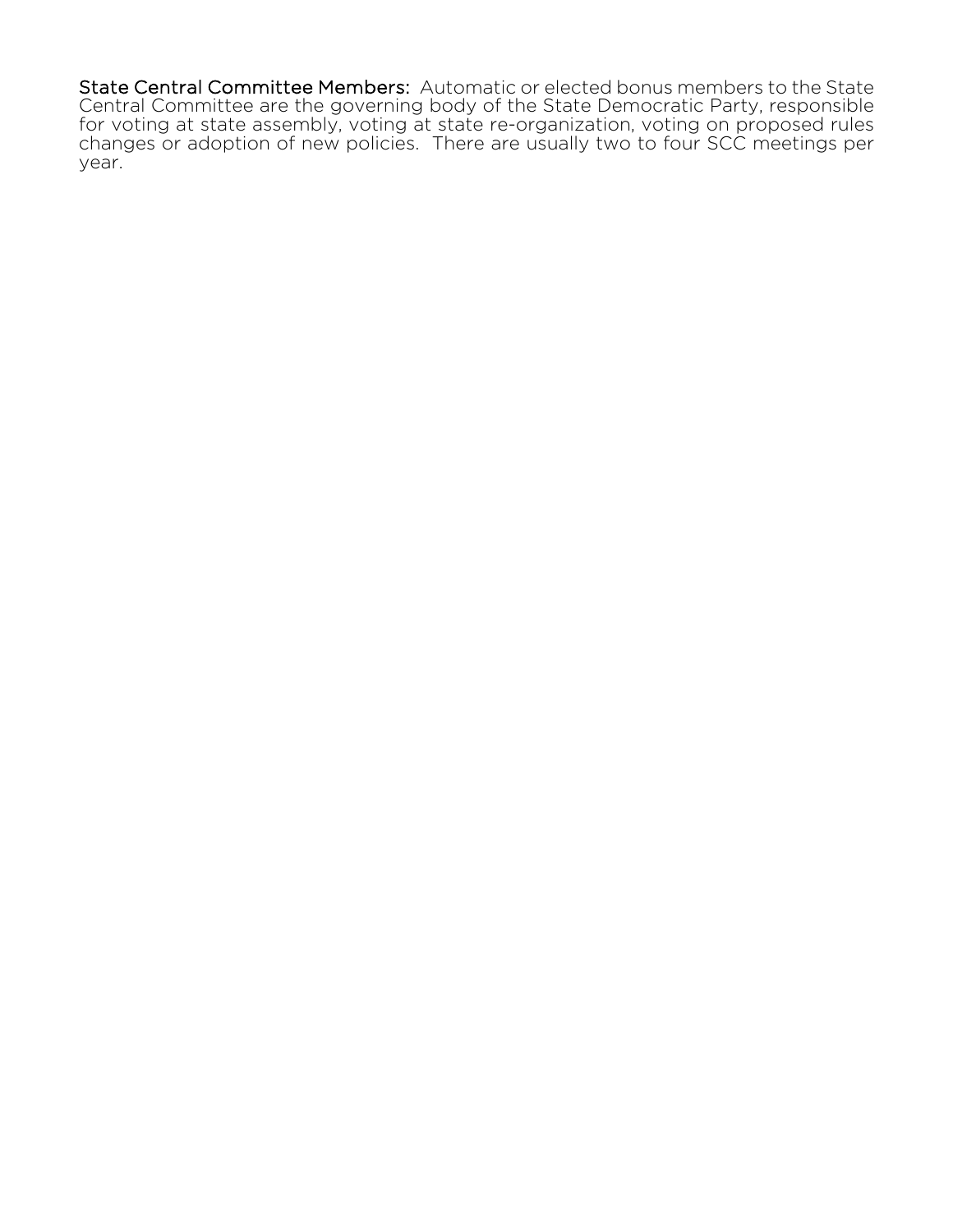**State Central Committee Members:** Automatic or elected bonus members to the State Central Committee are the governing body of the State Democratic Party, responsible for voting at state assembly, voting at state re-organization, voting on proposed rules changes or adoption of new policies. There are usually two to four SCC meetings per year.